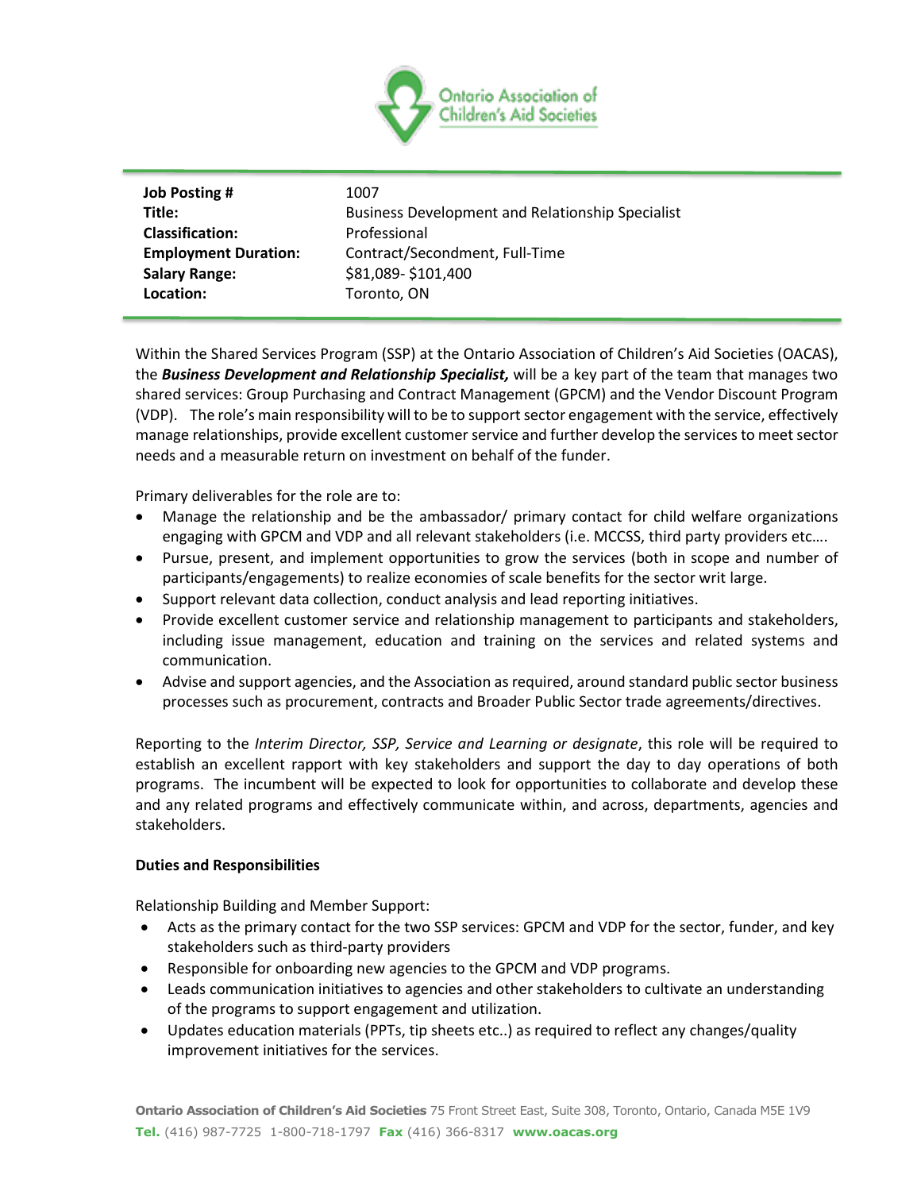Ontario Association of Children's Aid Societies

| | |
|---|---|
| **Job Posting #** | 1007 |
| **Title:** | Business Development and Relationship Specialist |
| **Classification:** | Professional |
| **Employment Duration:** | Contract/Secondment, Full-Time |
| **Salary Range:** | $81,089- $101,400 |
| **Location:** | Toronto, ON |

Within the Shared Services Program (SSP) at the Ontario Association of Children's Aid Societies (OACAS), the ***Business Development and Relationship Specialist,*** will be a key part of the team that manages two shared services: Group Purchasing and Contract Management (GPCM) and the Vendor Discount Program (VDP). The role's main responsibility will to be to support sector engagement with the service, effectively manage relationships, provide excellent customer service and further develop the services to meet sector needs and a measurable return on investment on behalf of the funder.

Primary deliverables for the role are to:

- Manage the relationship and be the ambassador/ primary contact for child welfare organizations engaging with GPCM and VDP and all relevant stakeholders (i.e. MCCSS, third party providers etc….
- Pursue, present, and implement opportunities to grow the services (both in scope and number of participants/engagements) to realize economies of scale benefits for the sector writ large.
- Support relevant data collection, conduct analysis and lead reporting initiatives.
- Provide excellent customer service and relationship management to participants and stakeholders, including issue management, education and training on the services and related systems and communication.
- Advise and support agencies, and the Association as required, around standard public sector business processes such as procurement, contracts and Broader Public Sector trade agreements/directives.

Reporting to the *Interim Director, SSP, Service and Learning or designate*, this role will be required to establish an excellent rapport with key stakeholders and support the day to day operations of both programs. The incumbent will be expected to look for opportunities to collaborate and develop these and any related programs and effectively communicate within, and across, departments, agencies and stakeholders.

**Duties and Responsibilities**

Relationship Building and Member Support:

- Acts as the primary contact for the two SSP services: GPCM and VDP for the sector, funder, and key stakeholders such as third-party providers
- Responsible for onboarding new agencies to the GPCM and VDP programs.
- Leads communication initiatives to agencies and other stakeholders to cultivate an understanding of the programs to support engagement and utilization.
- Updates education materials (PPTs, tip sheets etc..) as required to reflect any changes/quality improvement initiatives for the services.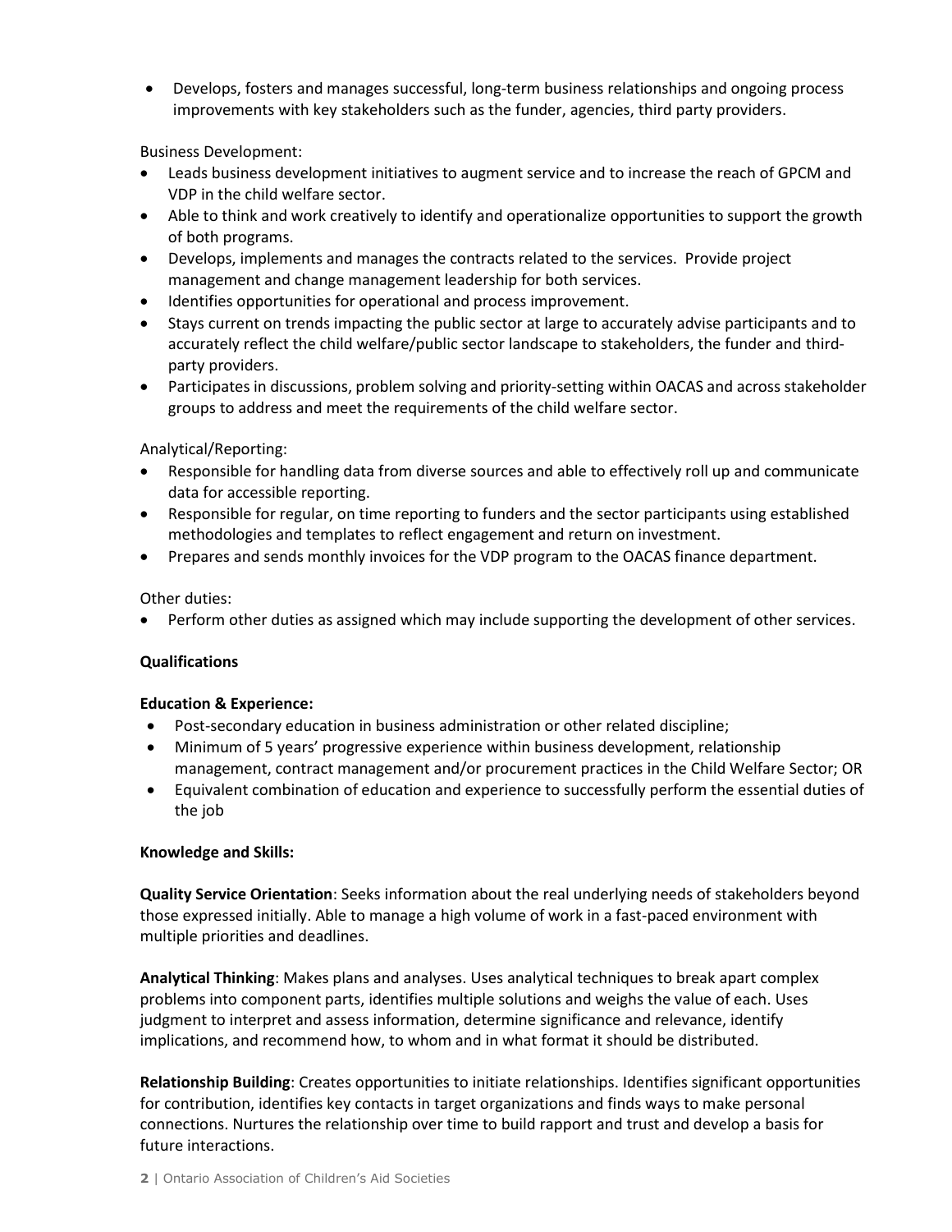- Develops, fosters and manages successful, long-term business relationships and ongoing process improvements with key stakeholders such as the funder, agencies, third party providers.

Business Development:

- Leads business development initiatives to augment service and to increase the reach of GPCM and VDP in the child welfare sector.
- Able to think and work creatively to identify and operationalize opportunities to support the growth of both programs.
- Develops, implements and manages the contracts related to the services. Provide project management and change management leadership for both services.
- Identifies opportunities for operational and process improvement.
- Stays current on trends impacting the public sector at large to accurately advise participants and to accurately reflect the child welfare/public sector landscape to stakeholders, the funder and third-party providers.
- Participates in discussions, problem solving and priority-setting within OACAS and across stakeholder groups to address and meet the requirements of the child welfare sector.

Analytical/Reporting:

- Responsible for handling data from diverse sources and able to effectively roll up and communicate data for accessible reporting.
- Responsible for regular, on time reporting to funders and the sector participants using established methodologies and templates to reflect engagement and return on investment.
- Prepares and sends monthly invoices for the VDP program to the OACAS finance department.

Other duties:

- Perform other duties as assigned which may include supporting the development of other services.

**Qualifications**

**Education & Experience:**

- Post-secondary education in business administration or other related discipline;
- Minimum of 5 years' progressive experience within business development, relationship management, contract management and/or procurement practices in the Child Welfare Sector; OR
- Equivalent combination of education and experience to successfully perform the essential duties of the job

**Knowledge and Skills:**

**Quality Service Orientation**: Seeks information about the real underlying needs of stakeholders beyond those expressed initially. Able to manage a high volume of work in a fast-paced environment with multiple priorities and deadlines.

**Analytical Thinking**: Makes plans and analyses. Uses analytical techniques to break apart complex problems into component parts, identifies multiple solutions and weighs the value of each. Uses judgment to interpret and assess information, determine significance and relevance, identify implications, and recommend how, to whom and in what format it should be distributed.

**Relationship Building**: Creates opportunities to initiate relationships. Identifies significant opportunities for contribution, identifies key contacts in target organizations and finds ways to make personal connections. Nurtures the relationship over time to build rapport and trust and develop a basis for future interactions.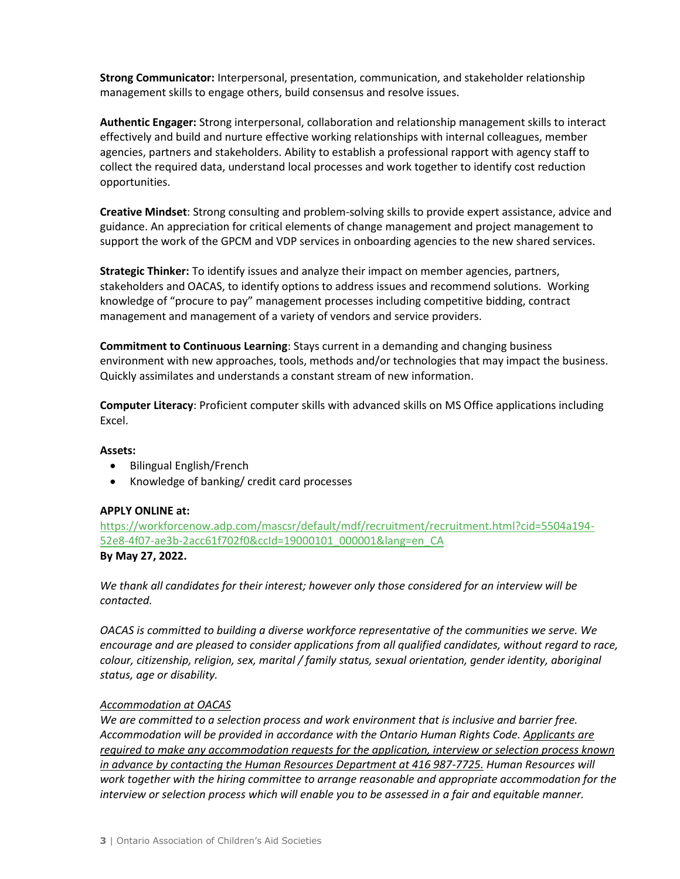**Strong Communicator:** Interpersonal, presentation, communication, and stakeholder relationship management skills to engage others, build consensus and resolve issues.

**Authentic Engager:** Strong interpersonal, collaboration and relationship management skills to interact effectively and build and nurture effective working relationships with internal colleagues, member agencies, partners and stakeholders. Ability to establish a professional rapport with agency staff to collect the required data, understand local processes and work together to identify cost reduction opportunities.

**Creative Mindset**: Strong consulting and problem-solving skills to provide expert assistance, advice and guidance. An appreciation for critical elements of change management and project management to support the work of the GPCM and VDP services in onboarding agencies to the new shared services.

**Strategic Thinker:** To identify issues and analyze their impact on member agencies, partners, stakeholders and OACAS, to identify options to address issues and recommend solutions. Working knowledge of "procure to pay" management processes including competitive bidding, contract management and management of a variety of vendors and service providers.

**Commitment to Continuous Learning**: Stays current in a demanding and changing business environment with new approaches, tools, methods and/or technologies that may impact the business. Quickly assimilates and understands a constant stream of new information.

**Computer Literacy**: Proficient computer skills with advanced skills on MS Office applications including Excel.

**Assets:**

- Bilingual English/French
- Knowledge of banking/ credit card processes

**APPLY ONLINE at:**

https://workforcenow.adp.com/mascsr/default/mdf/recruitment/recruitment.html?cid=5504a194-52e8-4f07-ae3b-2acc61f702f0&ccId=19000101_000001&lang=en_CA

**By May 27, 2022.**

*We thank all candidates for their interest; however only those considered for an interview will be contacted.*

*OACAS is committed to building a diverse workforce representative of the communities we serve. We encourage and are pleased to consider applications from all qualified candidates, without regard to race, colour, citizenship, religion, sex, marital / family status, sexual orientation, gender identity, aboriginal status, age or disability.*

*Accommodation at OACAS*

*We are committed to a selection process and work environment that is inclusive and barrier free. Accommodation will be provided in accordance with the Ontario Human Rights Code. Applicants are required to make any accommodation requests for the application, interview or selection process known in advance by contacting the Human Resources Department at 416 987-7725. Human Resources will work together with the hiring committee to arrange reasonable and appropriate accommodation for the interview or selection process which will enable you to be assessed in a fair and equitable manner.*